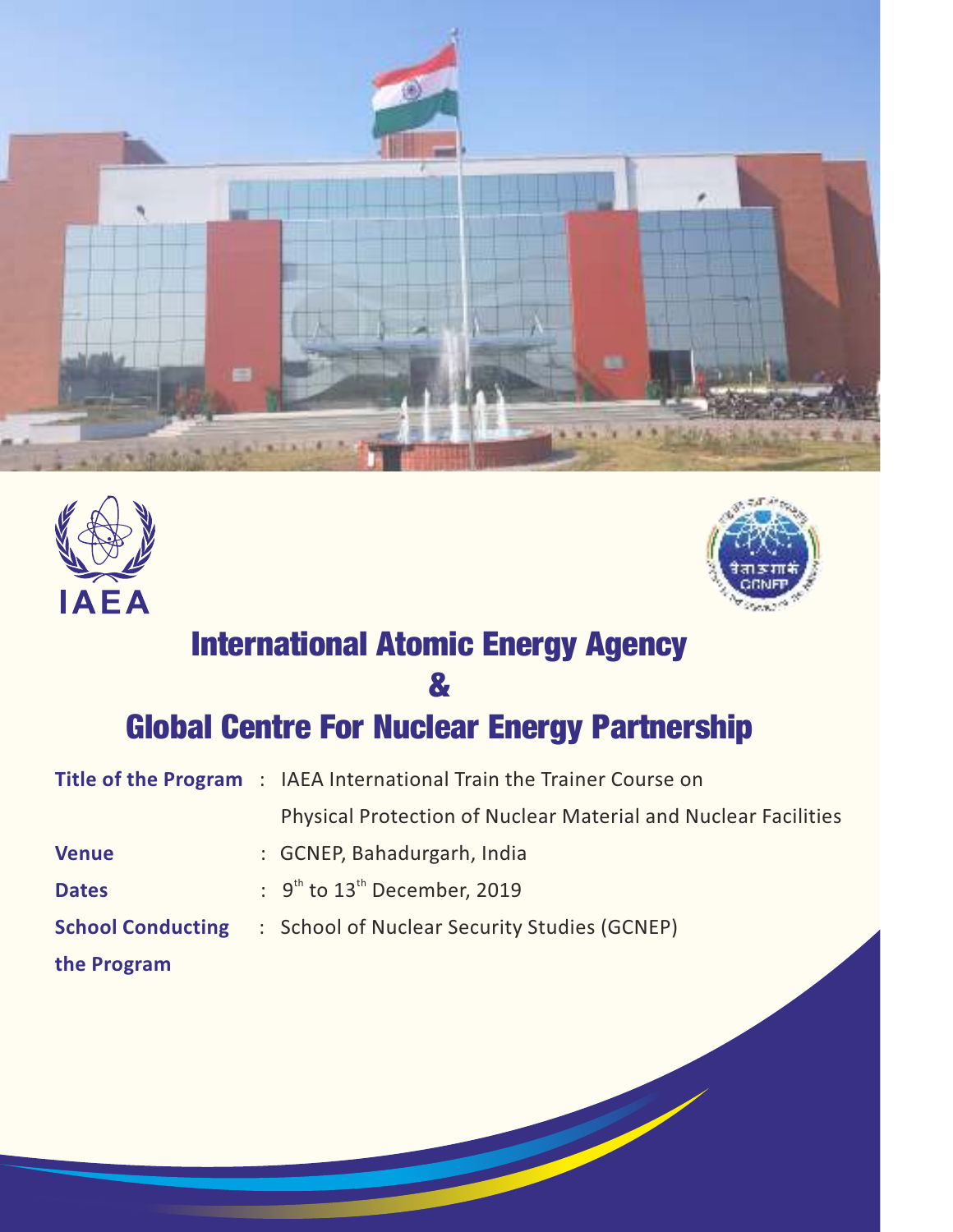IAEA

# International Atomic Energy Agency
# &
# Global Centre For Nuclear Energy Partnership

| | | |
|---|---|---|
| **Title of the Program** | : | IAEA International Train the Trainer Course on Physical Protection of Nuclear Material and Nuclear Facilities |
| **Venue** | : | GCNEP, Bahadurgarh, India |
| **Dates** | : | 9th to 13th December, 2019 |
| **School Conducting the Program** | : | School of Nuclear Security Studies (GCNEP) |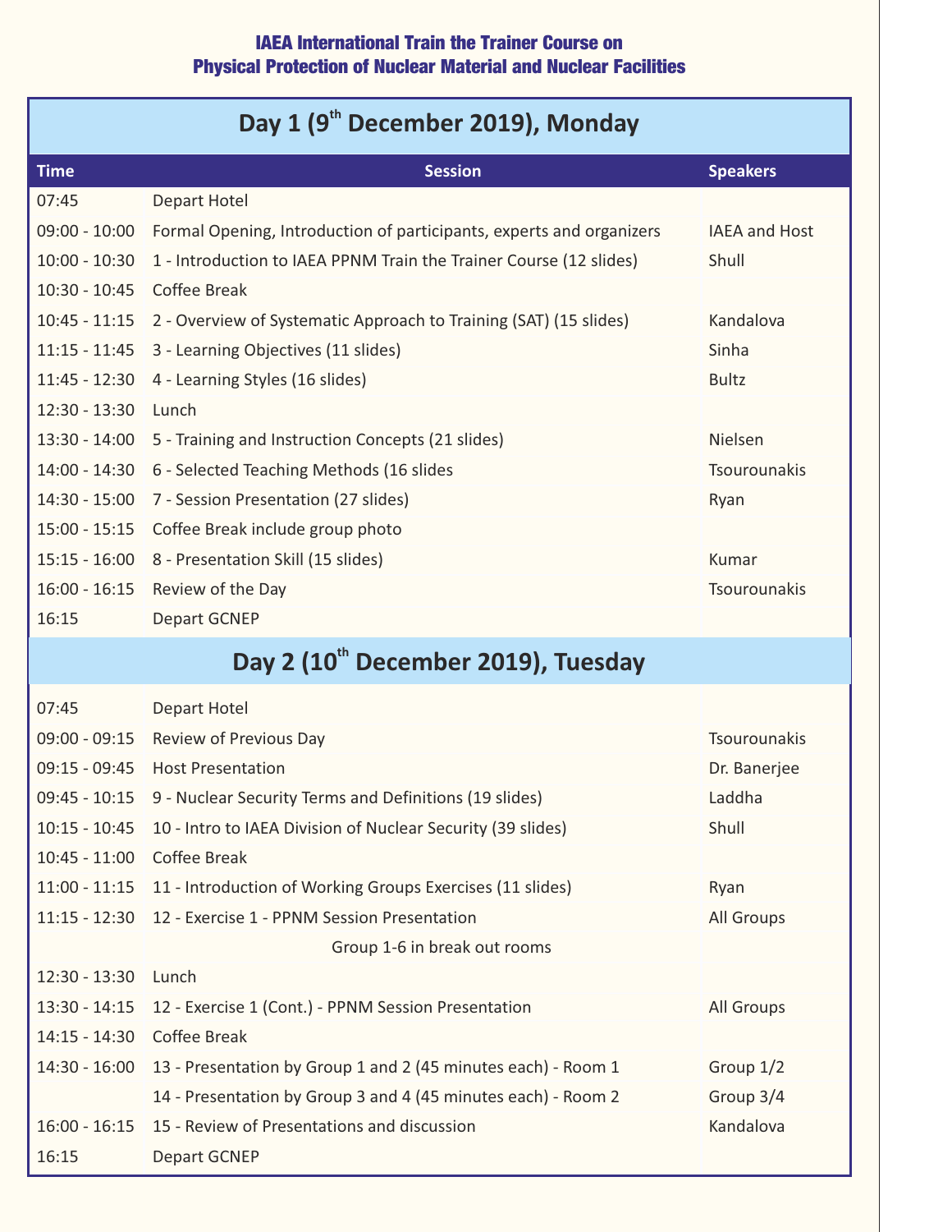**IAEA International Train the Trainer Course on**
**Physical Protection of Nuclear Material and Nuclear Facilities**

## Day 1 (9th December 2019), Monday

| Time | Session | Speakers |
|---|---|---|
| 07:45 | Depart Hotel | |
| 09:00 - 10:00 | Formal Opening, Introduction of participants, experts and organizers | IAEA and Host |
| 10:00 - 10:30 | 1 - Introduction to IAEA PPNM Train the Trainer Course (12 slides) | Shull |
| 10:30 - 10:45 | Coffee Break | |
| 10:45 - 11:15 | 2 - Overview of Systematic Approach to Training (SAT) (15 slides) | Kandalova |
| 11:15 - 11:45 | 3 - Learning Objectives (11 slides) | Sinha |
| 11:45 - 12:30 | 4 - Learning Styles (16 slides) | Bultz |
| 12:30 - 13:30 | Lunch | |
| 13:30 - 14:00 | 5 - Training and Instruction Concepts (21 slides) | Nielsen |
| 14:00 - 14:30 | 6 - Selected Teaching Methods (16 slides | Tsourounakis |
| 14:30 - 15:00 | 7 - Session Presentation (27 slides) | Ryan |
| 15:00 - 15:15 | Coffee Break include group photo | |
| 15:15 - 16:00 | 8 - Presentation Skill (15 slides) | Kumar |
| 16:00 - 16:15 | Review of the Day | Tsourounakis |
| 16:15 | Depart GCNEP | |

## Day 2 (10th December 2019), Tuesday

| Time | Session | Speakers |
|---|---|---|
| 07:45 | Depart Hotel | |
| 09:00 - 09:15 | Review of Previous Day | Tsourounakis |
| 09:15 - 09:45 | Host Presentation | Dr. Banerjee |
| 09:45 - 10:15 | 9 - Nuclear Security Terms and Definitions (19 slides) | Laddha |
| 10:15 - 10:45 | 10 - Intro to IAEA Division of Nuclear Security (39 slides) | Shull |
| 10:45 - 11:00 | Coffee Break | |
| 11:00 - 11:15 | 11 - Introduction of Working Groups Exercises (11 slides) | Ryan |
| 11:15 - 12:30 | 12 - Exercise 1 - PPNM Session Presentation | All Groups |
| | Group 1-6 in break out rooms | |
| 12:30 - 13:30 | Lunch | |
| 13:30 - 14:15 | 12 - Exercise 1 (Cont.) - PPNM Session Presentation | All Groups |
| 14:15 - 14:30 | Coffee Break | |
| 14:30 - 16:00 | 13 - Presentation by Group 1 and 2 (45 minutes each) - Room 1 | Group 1/2 |
| | 14 - Presentation by Group 3 and 4 (45 minutes each) - Room 2 | Group 3/4 |
| 16:00 - 16:15 | 15 - Review of Presentations and discussion | Kandalova |
| 16:15 | Depart GCNEP | |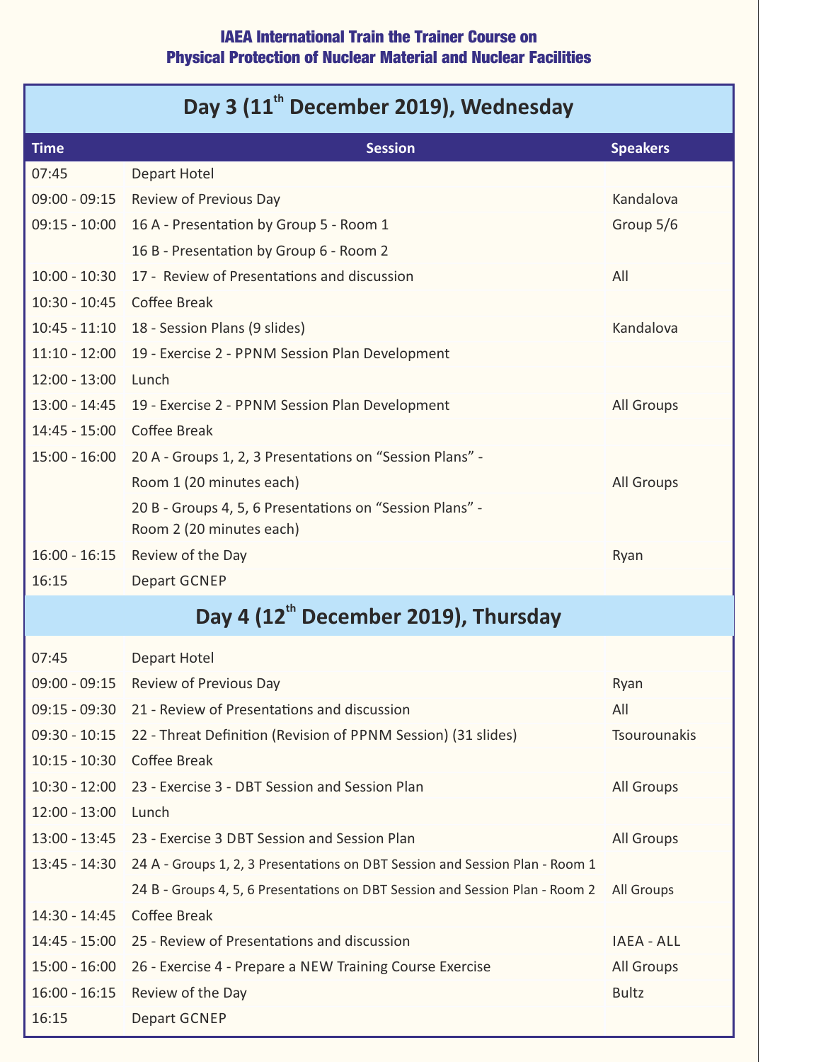**IAEA International Train the Trainer Course on**
**Physical Protection of Nuclear Material and Nuclear Facilities**

## Day 3 (11th December 2019), Wednesday

| Time | Session | Speakers |
|---|---|---|
| 07:45 | Depart Hotel | |
| 09:00 - 09:15 | Review of Previous Day | Kandalova |
| 09:15 - 10:00 | 16 A - Presentation by Group 5 - Room 1 | Group 5/6 |
| | 16 B - Presentation by Group 6 - Room 2 | |
| 10:00 - 10:30 | 17 - Review of Presentations and discussion | All |
| 10:30 - 10:45 | Coffee Break | |
| 10:45 - 11:10 | 18 - Session Plans (9 slides) | Kandalova |
| 11:10 - 12:00 | 19 - Exercise 2 - PPNM Session Plan Development | |
| 12:00 - 13:00 | Lunch | |
| 13:00 - 14:45 | 19 - Exercise 2 - PPNM Session Plan Development | All Groups |
| 14:45 - 15:00 | Coffee Break | |
| 15:00 - 16:00 | 20 A - Groups 1, 2, 3 Presentations on "Session Plans" - Room 1 (20 minutes each) | All Groups |
| | 20 B - Groups 4, 5, 6 Presentations on "Session Plans" - Room 2 (20 minutes each) | |
| 16:00 - 16:15 | Review of the Day | Ryan |
| 16:15 | Depart GCNEP | |

## Day 4 (12th December 2019), Thursday

| Time | Session | Speakers |
|---|---|---|
| 07:45 | Depart Hotel | |
| 09:00 - 09:15 | Review of Previous Day | Ryan |
| 09:15 - 09:30 | 21 - Review of Presentations and discussion | All |
| 09:30 - 10:15 | 22 - Threat Definition (Revision of PPNM Session) (31 slides) | Tsourounakis |
| 10:15 - 10:30 | Coffee Break | |
| 10:30 - 12:00 | 23 - Exercise 3 - DBT Session and Session Plan | All Groups |
| 12:00 - 13:00 | Lunch | |
| 13:00 - 13:45 | 23 - Exercise 3 DBT Session and Session Plan | All Groups |
| 13:45 - 14:30 | 24 A - Groups 1, 2, 3 Presentations on DBT Session and Session Plan - Room 1 | |
| | 24 B - Groups 4, 5, 6 Presentations on DBT Session and Session Plan - Room 2 | All Groups |
| 14:30 - 14:45 | Coffee Break | |
| 14:45 - 15:00 | 25 - Review of Presentations and discussion | IAEA - ALL |
| 15:00 - 16:00 | 26 - Exercise 4 - Prepare a NEW Training Course Exercise | All Groups |
| 16:00 - 16:15 | Review of the Day | Bultz |
| 16:15 | Depart GCNEP | |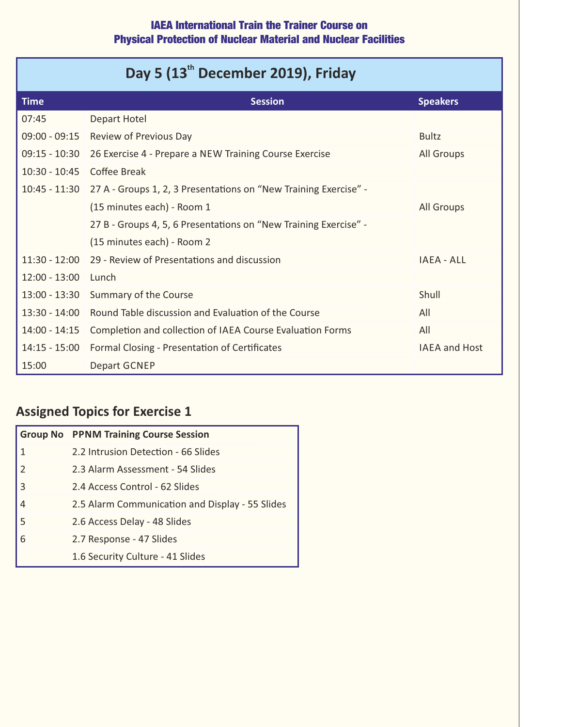**IAEA International Train the Trainer Course on Physical Protection of Nuclear Material and Nuclear Facilities**

## Day 5 (13th December 2019), Friday

| Time | Session | Speakers |
|---|---|---|
| 07:45 | Depart Hotel | |
| 09:00 - 09:15 | Review of Previous Day | Bultz |
| 09:15 - 10:30 | 26 Exercise 4 - Prepare a NEW Training Course Exercise | All Groups |
| 10:30 - 10:45 | Coffee Break | |
| 10:45 - 11:30 | 27 A - Groups 1, 2, 3 Presentations on “New Training Exercise” - (15 minutes each) - Room 1<br>27 B - Groups 4, 5, 6 Presentations on “New Training Exercise” - (15 minutes each) - Room 2 | All Groups |
| 11:30 - 12:00 | 29 - Review of Presentations and discussion | IAEA - ALL |
| 12:00 - 13:00 | Lunch | |
| 13:00 - 13:30 | Summary of the Course | Shull |
| 13:30 - 14:00 | Round Table discussion and Evaluation of the Course | All |
| 14:00 - 14:15 | Completion and collection of IAEA Course Evaluation Forms | All |
| 14:15 - 15:00 | Formal Closing - Presentation of Certificates | IAEA and Host |
| 15:00 | Depart GCNEP | |

## Assigned Topics for Exercise 1

| Group No | PPNM Training Course Session |
|---|---|
| 1 | 2.2 Intrusion Detection - 66 Slides |
| 2 | 2.3 Alarm Assessment - 54 Slides |
| 3 | 2.4 Access Control - 62 Slides |
| 4 | 2.5 Alarm Communication and Display - 55 Slides |
| 5 | 2.6 Access Delay - 48 Slides |
| 6 | 2.7 Response - 47 Slides |
| | 1.6 Security Culture - 41 Slides |